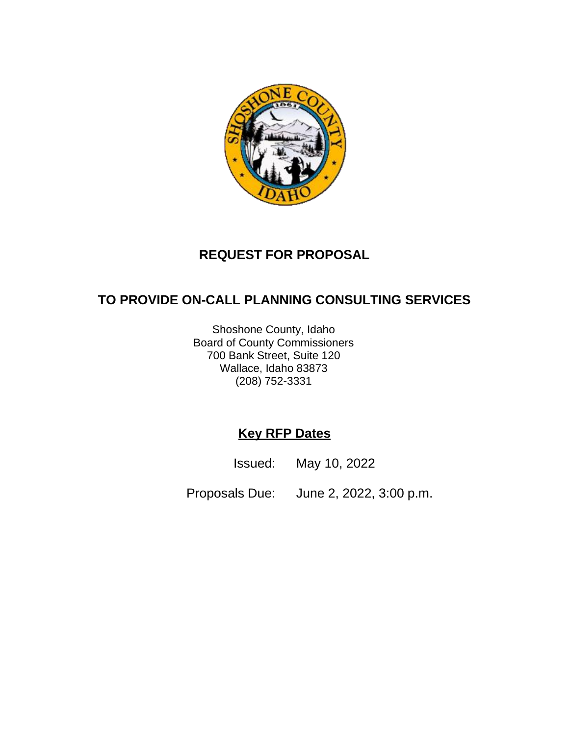# REQUEST FOR PROPOSAL

## TO PROVIDE ON-CALL PLANNING CONSULTING SERVICES

Shoshone County, Idaho
Board of County Commissioners
700 Bank Street, Suite 120
Wallace, Idaho 83873
(208) 752-3331

**Key RFP Dates**

Issued: May 10, 2022

Proposals Due: June 2, 2022, 3:00 p.m.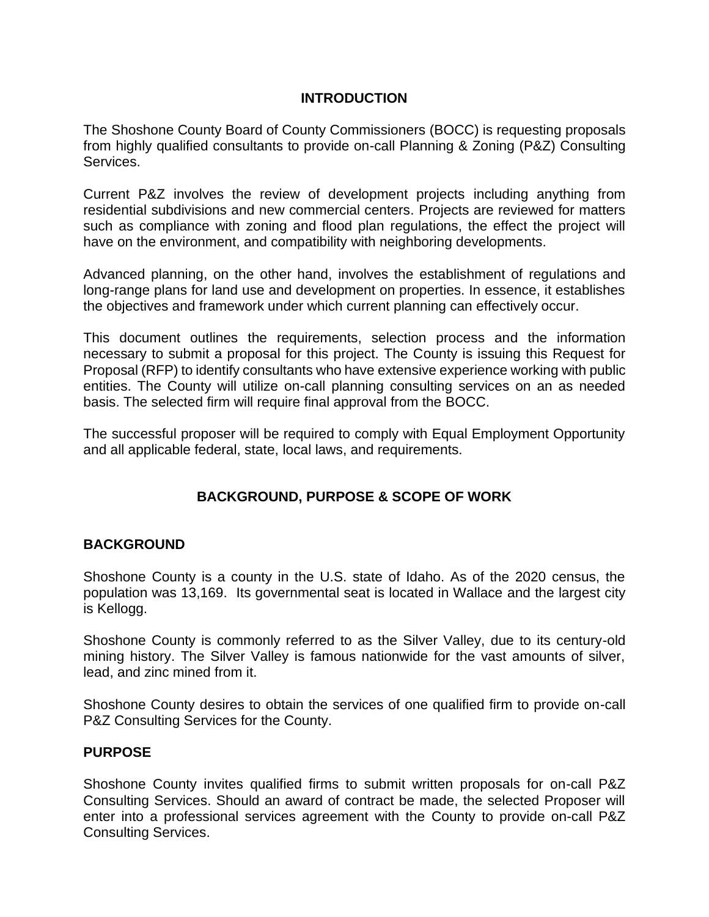## INTRODUCTION

The Shoshone County Board of County Commissioners (BOCC) is requesting proposals from highly qualified consultants to provide on-call Planning & Zoning (P&Z) Consulting Services.

Current P&Z involves the review of development projects including anything from residential subdivisions and new commercial centers. Projects are reviewed for matters such as compliance with zoning and flood plan regulations, the effect the project will have on the environment, and compatibility with neighboring developments.

Advanced planning, on the other hand, involves the establishment of regulations and long-range plans for land use and development on properties. In essence, it establishes the objectives and framework under which current planning can effectively occur.

This document outlines the requirements, selection process and the information necessary to submit a proposal for this project. The County is issuing this Request for Proposal (RFP) to identify consultants who have extensive experience working with public entities. The County will utilize on-call planning consulting services on an as needed basis. The selected firm will require final approval from the BOCC.

The successful proposer will be required to comply with Equal Employment Opportunity and all applicable federal, state, local laws, and requirements.

## BACKGROUND, PURPOSE & SCOPE OF WORK

### BACKGROUND

Shoshone County is a county in the U.S. state of Idaho. As of the 2020 census, the population was 13,169. Its governmental seat is located in Wallace and the largest city is Kellogg.

Shoshone County is commonly referred to as the Silver Valley, due to its century-old mining history. The Silver Valley is famous nationwide for the vast amounts of silver, lead, and zinc mined from it.

Shoshone County desires to obtain the services of one qualified firm to provide on-call P&Z Consulting Services for the County.

### PURPOSE

Shoshone County invites qualified firms to submit written proposals for on-call P&Z Consulting Services. Should an award of contract be made, the selected Proposer will enter into a professional services agreement with the County to provide on-call P&Z Consulting Services.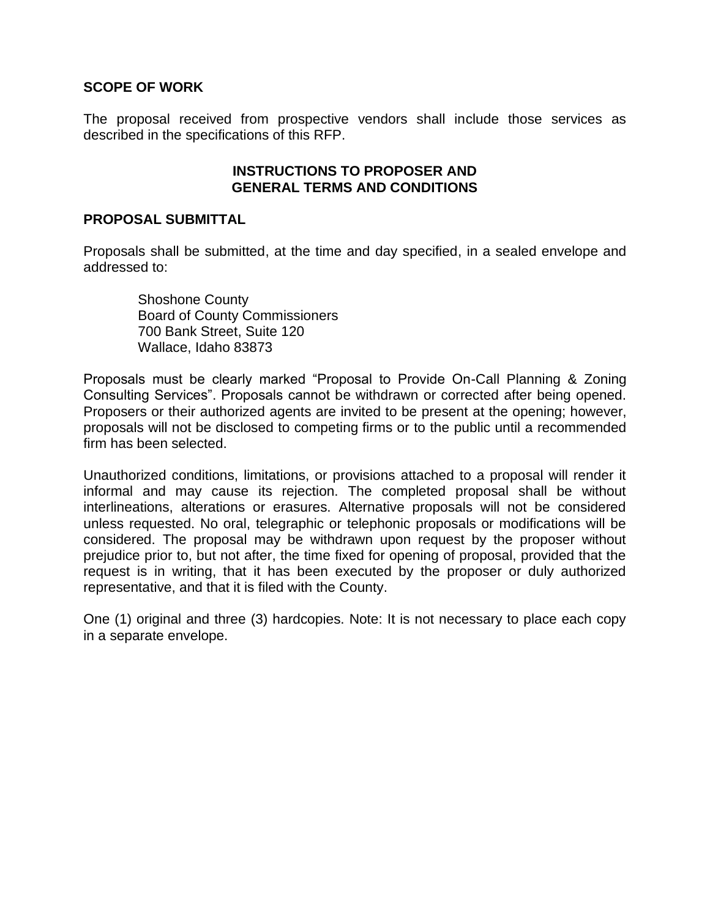## SCOPE OF WORK

The proposal received from prospective vendors shall include those services as described in the specifications of this RFP.

## INSTRUCTIONS TO PROPOSER AND GENERAL TERMS AND CONDITIONS

## PROPOSAL SUBMITTAL

Proposals shall be submitted, at the time and day specified, in a sealed envelope and addressed to:

> Shoshone County
> Board of County Commissioners
> 700 Bank Street, Suite 120
> Wallace, Idaho 83873

Proposals must be clearly marked "Proposal to Provide On-Call Planning & Zoning Consulting Services". Proposals cannot be withdrawn or corrected after being opened. Proposers or their authorized agents are invited to be present at the opening; however, proposals will not be disclosed to competing firms or to the public until a recommended firm has been selected.

Unauthorized conditions, limitations, or provisions attached to a proposal will render it informal and may cause its rejection. The completed proposal shall be without interlineations, alterations or erasures. Alternative proposals will not be considered unless requested. No oral, telegraphic or telephonic proposals or modifications will be considered. The proposal may be withdrawn upon request by the proposer without prejudice prior to, but not after, the time fixed for opening of proposal, provided that the request is in writing, that it has been executed by the proposer or duly authorized representative, and that it is filed with the County.

One (1) original and three (3) hardcopies. Note: It is not necessary to place each copy in a separate envelope.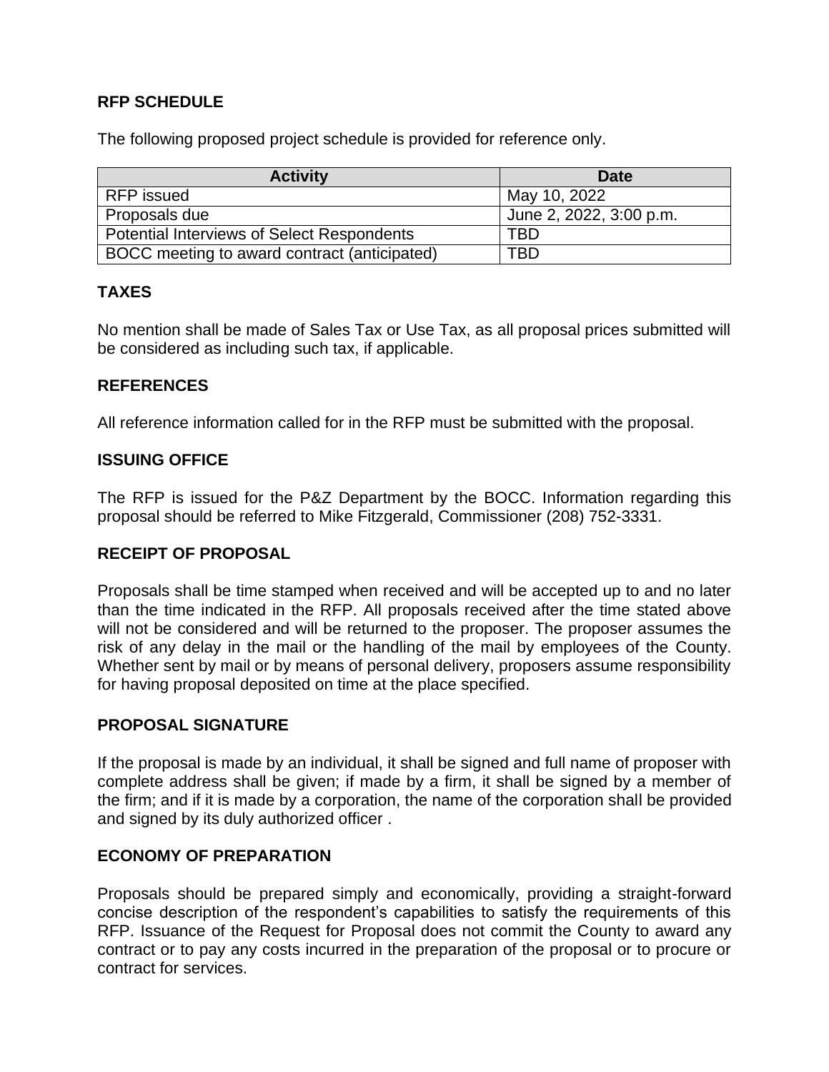## RFP SCHEDULE

The following proposed project schedule is provided for reference only.

| Activity | Date |
|---|---|
| RFP issued | May 10, 2022 |
| Proposals due | June 2, 2022, 3:00 p.m. |
| Potential Interviews of Select Respondents | TBD |
| BOCC meeting to award contract (anticipated) | TBD |

## TAXES

No mention shall be made of Sales Tax or Use Tax, as all proposal prices submitted will be considered as including such tax, if applicable.

## REFERENCES

All reference information called for in the RFP must be submitted with the proposal.

## ISSUING OFFICE

The RFP is issued for the P&Z Department by the BOCC. Information regarding this proposal should be referred to Mike Fitzgerald, Commissioner (208) 752-3331.

## RECEIPT OF PROPOSAL

Proposals shall be time stamped when received and will be accepted up to and no later than the time indicated in the RFP. All proposals received after the time stated above will not be considered and will be returned to the proposer. The proposer assumes the risk of any delay in the mail or the handling of the mail by employees of the County. Whether sent by mail or by means of personal delivery, proposers assume responsibility for having proposal deposited on time at the place specified.

## PROPOSAL SIGNATURE

If the proposal is made by an individual, it shall be signed and full name of proposer with complete address shall be given; if made by a firm, it shall be signed by a member of the firm; and if it is made by a corporation, the name of the corporation shall be provided and signed by its duly authorized officer .

## ECONOMY OF PREPARATION

Proposals should be prepared simply and economically, providing a straight-forward concise description of the respondent's capabilities to satisfy the requirements of this RFP. Issuance of the Request for Proposal does not commit the County to award any contract or to pay any costs incurred in the preparation of the proposal or to procure or contract for services.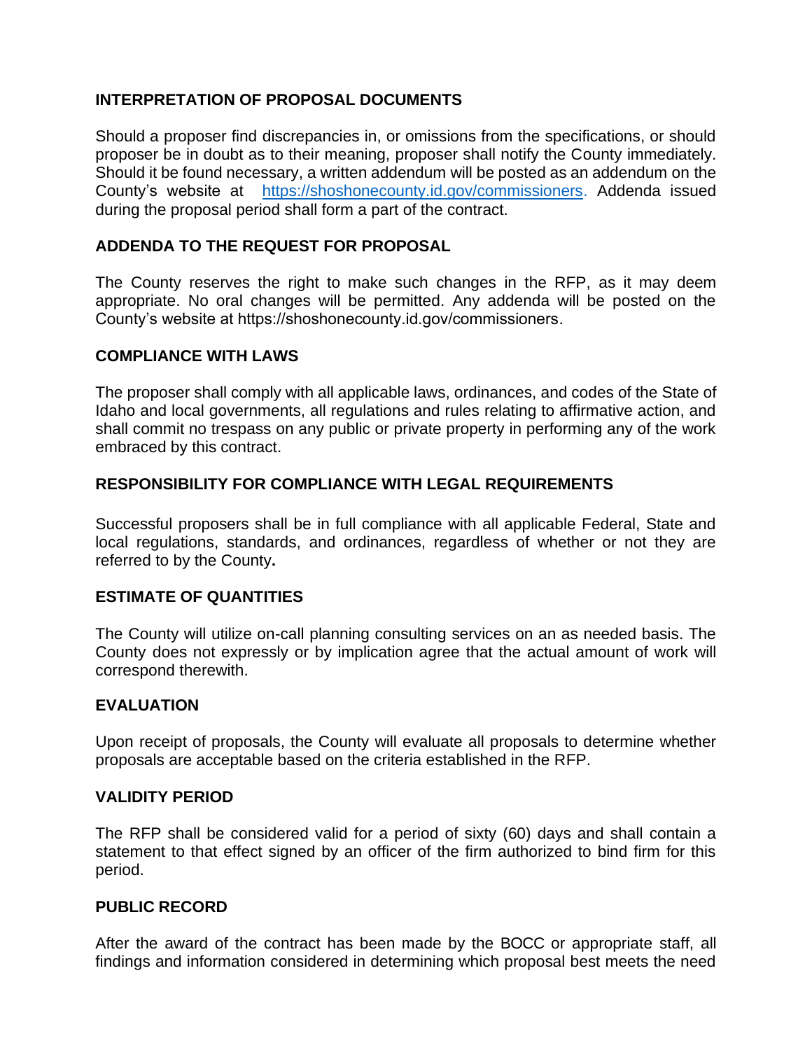## INTERPRETATION OF PROPOSAL DOCUMENTS

Should a proposer find discrepancies in, or omissions from the specifications, or should proposer be in doubt as to their meaning, proposer shall notify the County immediately. Should it be found necessary, a written addendum will be posted as an addendum on the County's website at [https://shoshonecounty.id.gov/commissioners](https://shoshonecounty.id.gov/commissioners). Addenda issued during the proposal period shall form a part of the contract.

## ADDENDA TO THE REQUEST FOR PROPOSAL

The County reserves the right to make such changes in the RFP, as it may deem appropriate. No oral changes will be permitted. Any addenda will be posted on the County's website at https://shoshonecounty.id.gov/commissioners.

## COMPLIANCE WITH LAWS

The proposer shall comply with all applicable laws, ordinances, and codes of the State of Idaho and local governments, all regulations and rules relating to affirmative action, and shall commit no trespass on any public or private property in performing any of the work embraced by this contract.

## RESPONSIBILITY FOR COMPLIANCE WITH LEGAL REQUIREMENTS

Successful proposers shall be in full compliance with all applicable Federal, State and local regulations, standards, and ordinances, regardless of whether or not they are referred to by the County**.**

## ESTIMATE OF QUANTITIES

The County will utilize on-call planning consulting services on an as needed basis. The County does not expressly or by implication agree that the actual amount of work will correspond therewith.

## EVALUATION

Upon receipt of proposals, the County will evaluate all proposals to determine whether proposals are acceptable based on the criteria established in the RFP.

## VALIDITY PERIOD

The RFP shall be considered valid for a period of sixty (60) days and shall contain a statement to that effect signed by an officer of the firm authorized to bind firm for this period.

## PUBLIC RECORD

After the award of the contract has been made by the BOCC or appropriate staff, all findings and information considered in determining which proposal best meets the need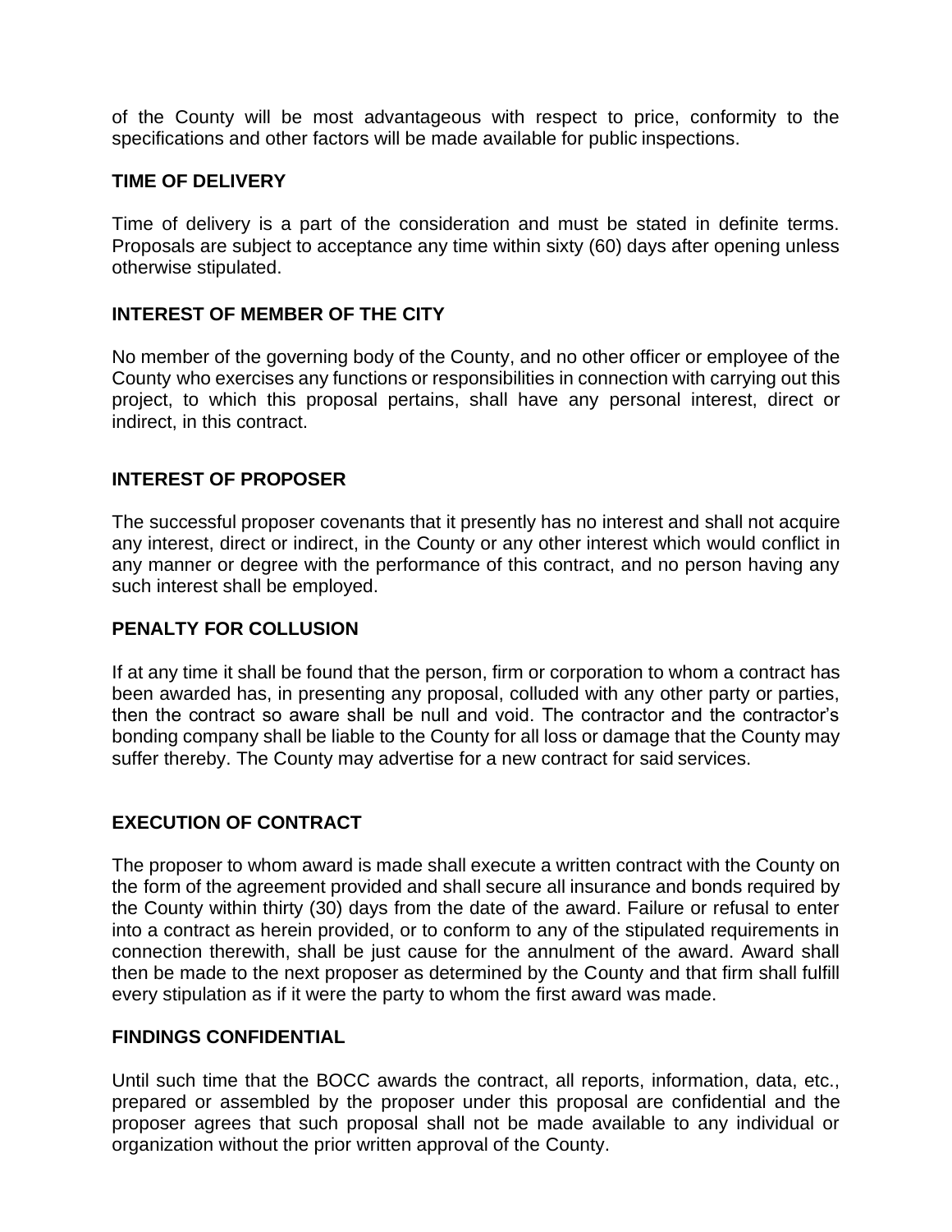of the County will be most advantageous with respect to price, conformity to the specifications and other factors will be made available for public inspections.

**TIME OF DELIVERY**

Time of delivery is a part of the consideration and must be stated in definite terms. Proposals are subject to acceptance any time within sixty (60) days after opening unless otherwise stipulated.

**INTEREST OF MEMBER OF THE CITY**

No member of the governing body of the County, and no other officer or employee of the County who exercises any functions or responsibilities in connection with carrying out this project, to which this proposal pertains, shall have any personal interest, direct or indirect, in this contract.

**INTEREST OF PROPOSER**

The successful proposer covenants that it presently has no interest and shall not acquire any interest, direct or indirect, in the County or any other interest which would conflict in any manner or degree with the performance of this contract, and no person having any such interest shall be employed.

**PENALTY FOR COLLUSION**

If at any time it shall be found that the person, firm or corporation to whom a contract has been awarded has, in presenting any proposal, colluded with any other party or parties, then the contract so aware shall be null and void. The contractor and the contractor's bonding company shall be liable to the County for all loss or damage that the County may suffer thereby. The County may advertise for a new contract for said services.

**EXECUTION OF CONTRACT**

The proposer to whom award is made shall execute a written contract with the County on the form of the agreement provided and shall secure all insurance and bonds required by the County within thirty (30) days from the date of the award. Failure or refusal to enter into a contract as herein provided, or to conform to any of the stipulated requirements in connection therewith, shall be just cause for the annulment of the award. Award shall then be made to the next proposer as determined by the County and that firm shall fulfill every stipulation as if it were the party to whom the first award was made.

**FINDINGS CONFIDENTIAL**

Until such time that the BOCC awards the contract, all reports, information, data, etc., prepared or assembled by the proposer under this proposal are confidential and the proposer agrees that such proposal shall not be made available to any individual or organization without the prior written approval of the County.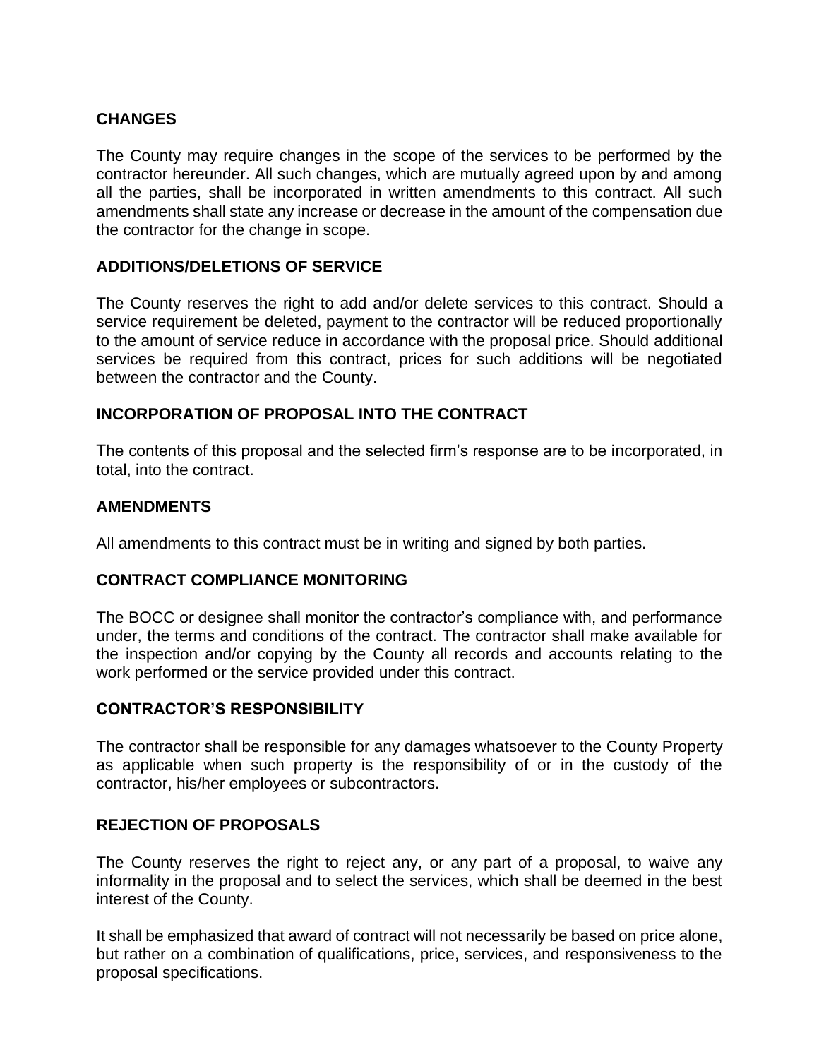**CHANGES**

The County may require changes in the scope of the services to be performed by the contractor hereunder. All such changes, which are mutually agreed upon by and among all the parties, shall be incorporated in written amendments to this contract. All such amendments shall state any increase or decrease in the amount of the compensation due the contractor for the change in scope.

**ADDITIONS/DELETIONS OF SERVICE**

The County reserves the right to add and/or delete services to this contract. Should a service requirement be deleted, payment to the contractor will be reduced proportionally to the amount of service reduce in accordance with the proposal price. Should additional services be required from this contract, prices for such additions will be negotiated between the contractor and the County.

**INCORPORATION OF PROPOSAL INTO THE CONTRACT**

The contents of this proposal and the selected firm's response are to be incorporated, in total, into the contract.

**AMENDMENTS**

All amendments to this contract must be in writing and signed by both parties.

**CONTRACT COMPLIANCE MONITORING**

The BOCC or designee shall monitor the contractor's compliance with, and performance under, the terms and conditions of the contract. The contractor shall make available for the inspection and/or copying by the County all records and accounts relating to the work performed or the service provided under this contract.

**CONTRACTOR'S RESPONSIBILITY**

The contractor shall be responsible for any damages whatsoever to the County Property as applicable when such property is the responsibility of or in the custody of the contractor, his/her employees or subcontractors.

**REJECTION OF PROPOSALS**

The County reserves the right to reject any, or any part of a proposal, to waive any informality in the proposal and to select the services, which shall be deemed in the best interest of the County.

It shall be emphasized that award of contract will not necessarily be based on price alone, but rather on a combination of qualifications, price, services, and responsiveness to the proposal specifications.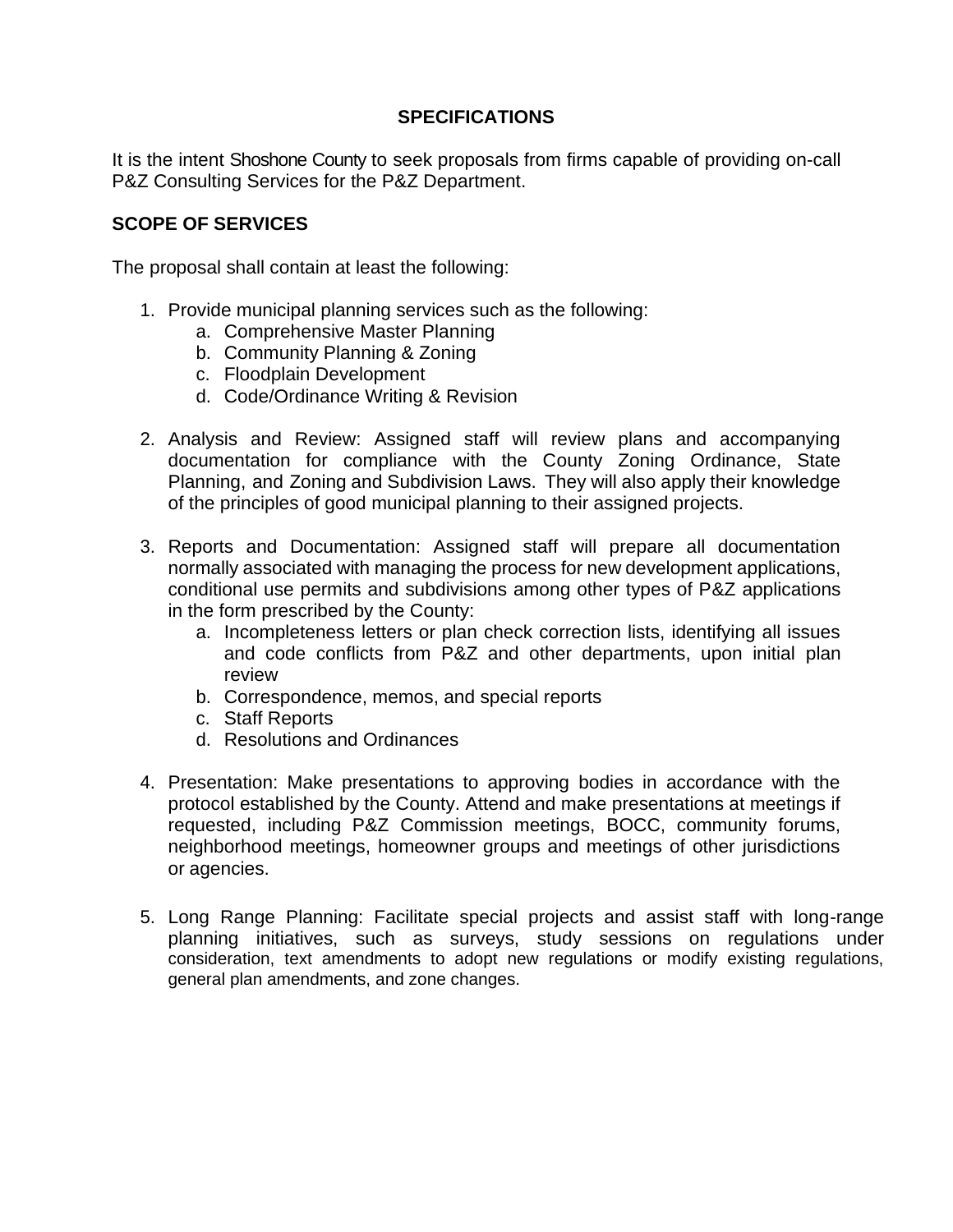## SPECIFICATIONS

It is the intent Shoshone County to seek proposals from firms capable of providing on-call P&Z Consulting Services for the P&Z Department.

## SCOPE OF SERVICES

The proposal shall contain at least the following:

1. Provide municipal planning services such as the following:
   a. Comprehensive Master Planning
   b. Community Planning & Zoning
   c. Floodplain Development
   d. Code/Ordinance Writing & Revision

2. Analysis and Review: Assigned staff will review plans and accompanying documentation for compliance with the County Zoning Ordinance, State Planning, and Zoning and Subdivision Laws. They will also apply their knowledge of the principles of good municipal planning to their assigned projects.

3. Reports and Documentation: Assigned staff will prepare all documentation normally associated with managing the process for new development applications, conditional use permits and subdivisions among other types of P&Z applications in the form prescribed by the County:
   a. Incompleteness letters or plan check correction lists, identifying all issues and code conflicts from P&Z and other departments, upon initial plan review
   b. Correspondence, memos, and special reports
   c. Staff Reports
   d. Resolutions and Ordinances

4. Presentation: Make presentations to approving bodies in accordance with the protocol established by the County. Attend and make presentations at meetings if requested, including P&Z Commission meetings, BOCC, community forums, neighborhood meetings, homeowner groups and meetings of other jurisdictions or agencies.

5. Long Range Planning: Facilitate special projects and assist staff with long-range planning initiatives, such as surveys, study sessions on regulations under consideration, text amendments to adopt new regulations or modify existing regulations, general plan amendments, and zone changes.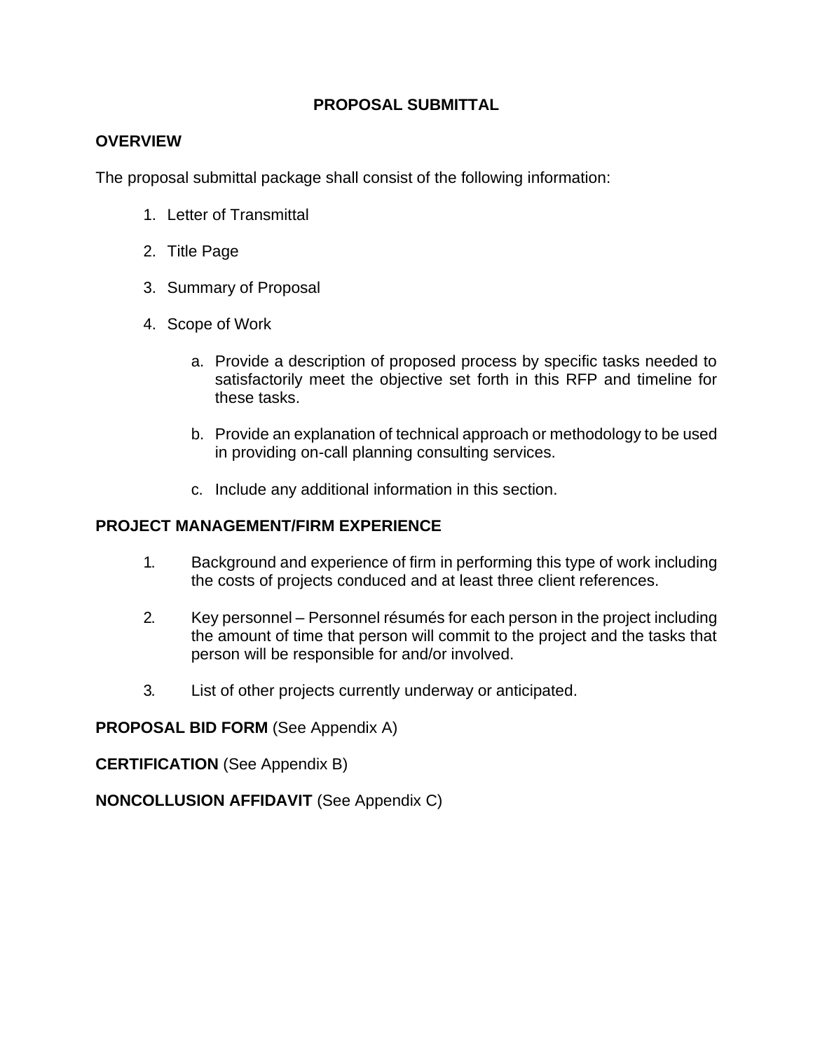# PROPOSAL SUBMITTAL

## OVERVIEW

The proposal submittal package shall consist of the following information:

1. Letter of Transmittal
2. Title Page
3. Summary of Proposal
4. Scope of Work
    a. Provide a description of proposed process by specific tasks needed to satisfactorily meet the objective set forth in this RFP and timeline for these tasks.
    b. Provide an explanation of technical approach or methodology to be used in providing on-call planning consulting services.
    c. Include any additional information in this section.

## PROJECT MANAGEMENT/FIRM EXPERIENCE

1. Background and experience of firm in performing this type of work including the costs of projects conduced and at least three client references.
2. Key personnel – Personnel résumés for each person in the project including the amount of time that person will commit to the project and the tasks that person will be responsible for and/or involved.
3. List of other projects currently underway or anticipated.

**PROPOSAL BID FORM** (See Appendix A)

**CERTIFICATION** (See Appendix B)

**NONCOLLUSION AFFIDAVIT** (See Appendix C)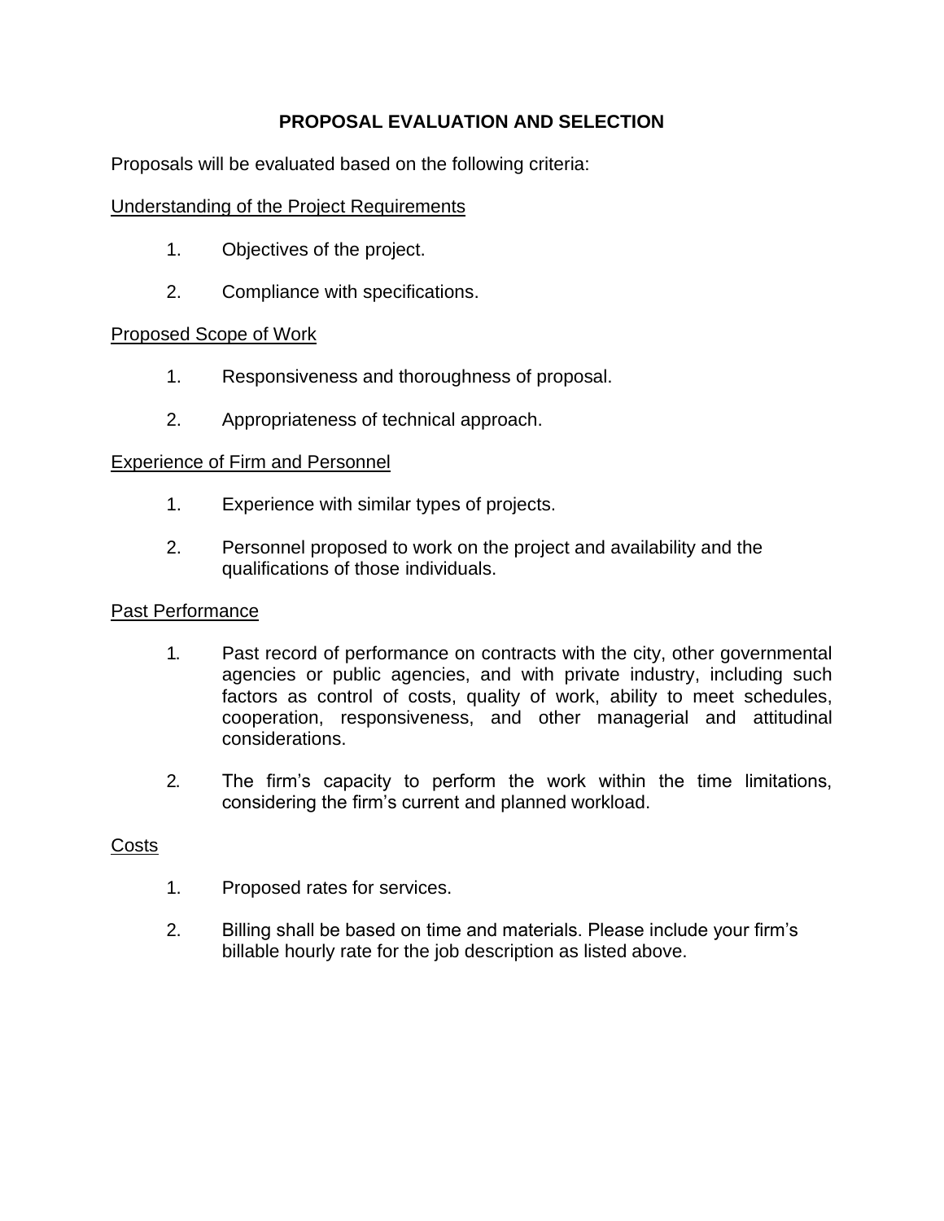## PROPOSAL EVALUATION AND SELECTION

Proposals will be evaluated based on the following criteria:

Understanding of the Project Requirements

1. Objectives of the project.
2. Compliance with specifications.

Proposed Scope of Work

1. Responsiveness and thoroughness of proposal.
2. Appropriateness of technical approach.

Experience of Firm and Personnel

1. Experience with similar types of projects.
2. Personnel proposed to work on the project and availability and the qualifications of those individuals.

Past Performance

1. Past record of performance on contracts with the city, other governmental agencies or public agencies, and with private industry, including such factors as control of costs, quality of work, ability to meet schedules, cooperation, responsiveness, and other managerial and attitudinal considerations.
2. The firm's capacity to perform the work within the time limitations, considering the firm's current and planned workload.

Costs

1. Proposed rates for services.
2. Billing shall be based on time and materials. Please include your firm's billable hourly rate for the job description as listed above.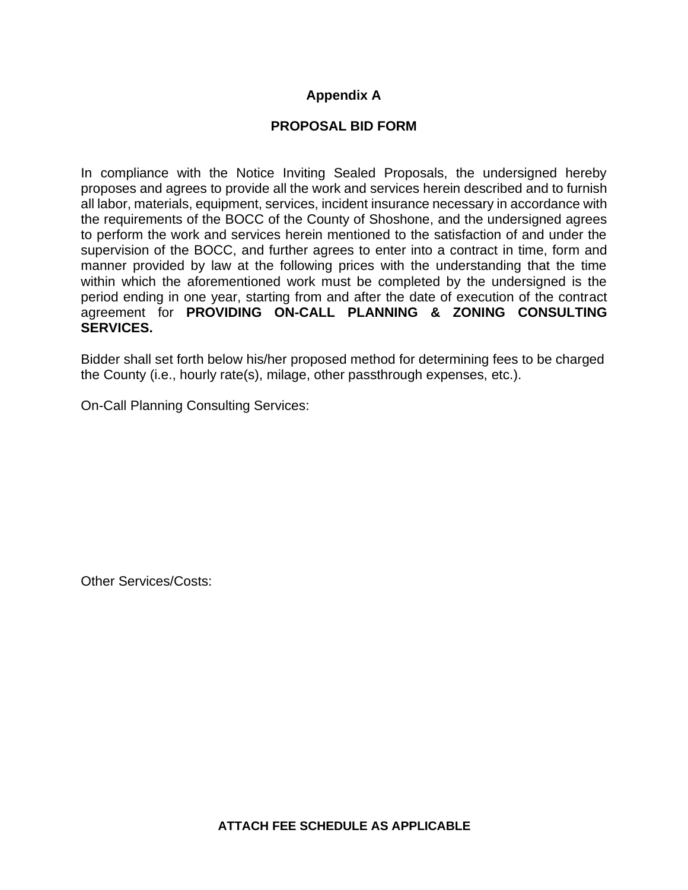# Appendix A

## PROPOSAL BID FORM

In compliance with the Notice Inviting Sealed Proposals, the undersigned hereby proposes and agrees to provide all the work and services herein described and to furnish all labor, materials, equipment, services, incident insurance necessary in accordance with the requirements of the BOCC of the County of Shoshone, and the undersigned agrees to perform the work and services herein mentioned to the satisfaction of and under the supervision of the BOCC, and further agrees to enter into a contract in time, form and manner provided by law at the following prices with the understanding that the time within which the aforementioned work must be completed by the undersigned is the period ending in one year, starting from and after the date of execution of the contract agreement for **PROVIDING ON-CALL PLANNING & ZONING CONSULTING SERVICES.**

Bidder shall set forth below his/her proposed method for determining fees to be charged the County (i.e., hourly rate(s), milage, other passthrough expenses, etc.).

On-Call Planning Consulting Services:

Other Services/Costs:

**ATTACH FEE SCHEDULE AS APPLICABLE**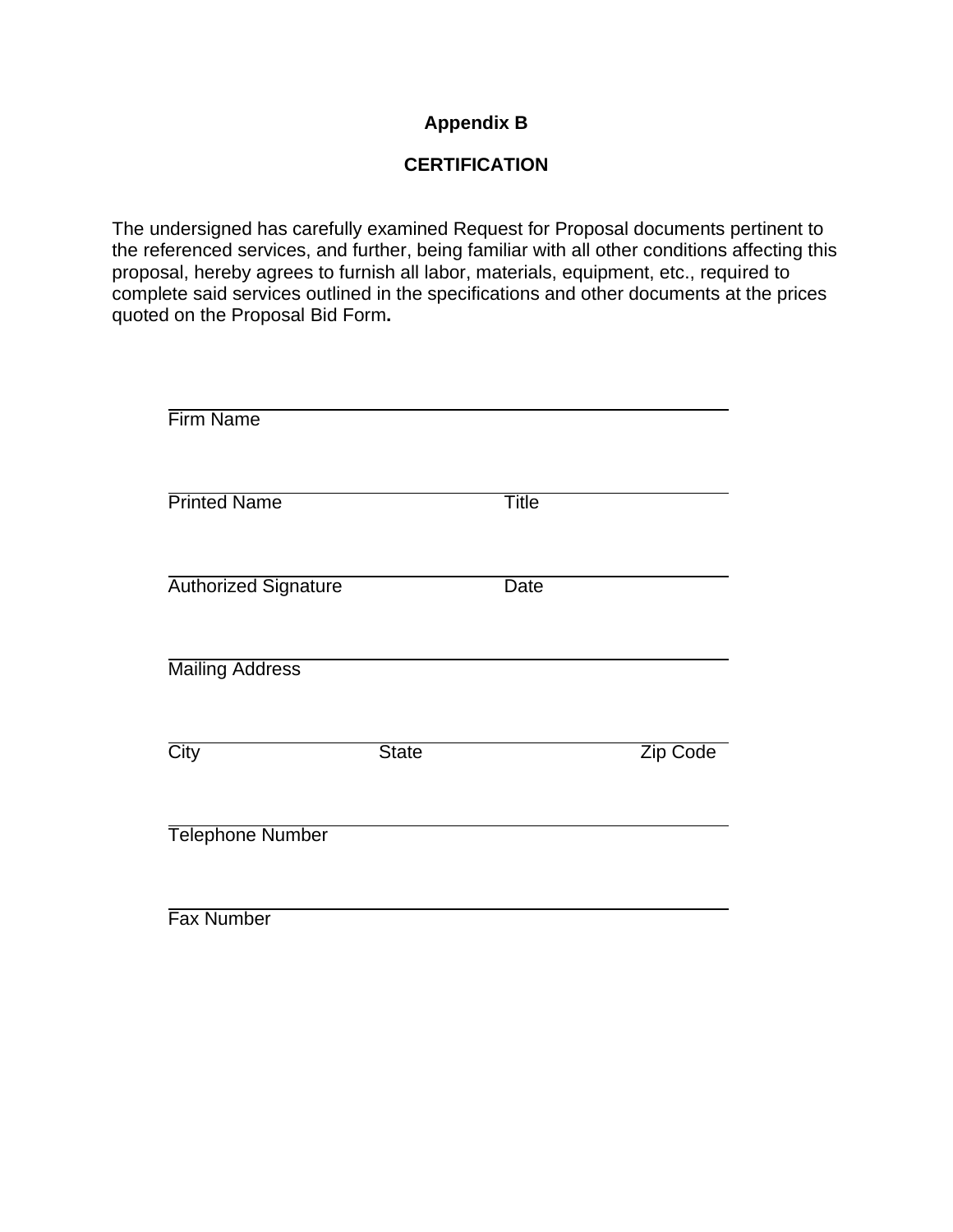## Appendix B

## CERTIFICATION

The undersigned has carefully examined Request for Proposal documents pertinent to the referenced services, and further, being familiar with all other conditions affecting this proposal, hereby agrees to furnish all labor, materials, equipment, etc., required to complete said services outlined in the specifications and other documents at the prices quoted on the Proposal Bid Form**.**

\_\_\_\_\_\_\_\_\_\_\_\_\_\_\_\_\_\_\_\_\_\_\_\_\_\_\_\_\_\_\_\_\_\_\_\_\_\_\_\_\_\_\_\_\_\_\_\_\_\_
Firm Name

\_\_\_\_\_\_\_\_\_\_\_\_\_\_\_\_\_\_\_\_\_\_\_\_\_\_\_\_\_\_\_\_\_\_\_\_\_\_\_\_\_\_\_\_\_\_\_\_\_\_
Printed Name Title

\_\_\_\_\_\_\_\_\_\_\_\_\_\_\_\_\_\_\_\_\_\_\_\_\_\_\_\_\_\_\_\_\_\_\_\_\_\_\_\_\_\_\_\_\_\_\_\_\_\_
Authorized Signature Date

\_\_\_\_\_\_\_\_\_\_\_\_\_\_\_\_\_\_\_\_\_\_\_\_\_\_\_\_\_\_\_\_\_\_\_\_\_\_\_\_\_\_\_\_\_\_\_\_\_\_
Mailing Address

\_\_\_\_\_\_\_\_\_\_\_\_\_\_\_\_\_\_\_\_\_\_\_\_\_\_\_\_\_\_\_\_\_\_\_\_\_\_\_\_\_\_\_\_\_\_\_\_\_\_
City State Zip Code

\_\_\_\_\_\_\_\_\_\_\_\_\_\_\_\_\_\_\_\_\_\_\_\_\_\_\_\_\_\_\_\_\_\_\_\_\_\_\_\_\_\_\_\_\_\_\_\_\_\_
Telephone Number

\_\_\_\_\_\_\_\_\_\_\_\_\_\_\_\_\_\_\_\_\_\_\_\_\_\_\_\_\_\_\_\_\_\_\_\_\_\_\_\_\_\_\_\_\_\_\_\_\_\_
Fax Number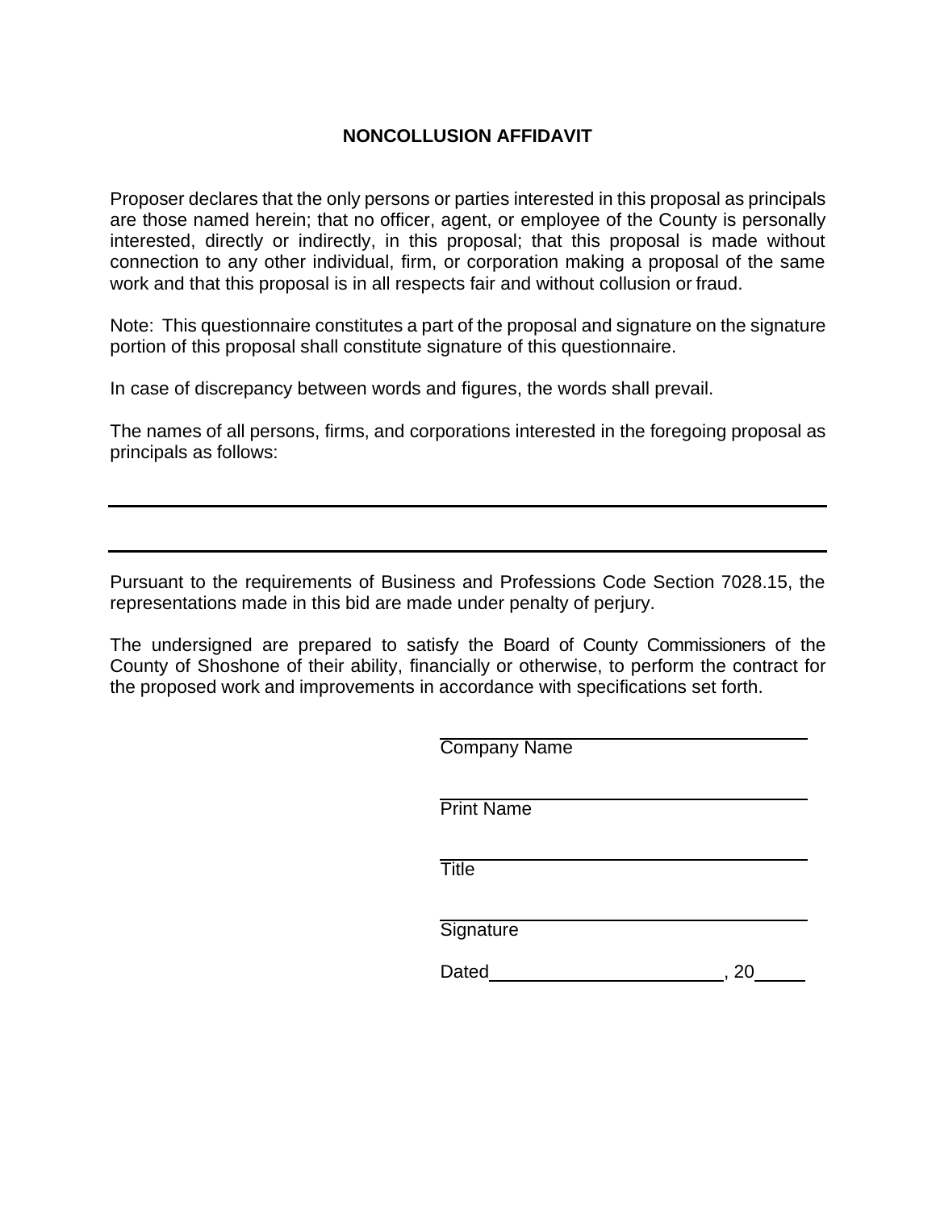## NONCOLLUSION AFFIDAVIT

Proposer declares that the only persons or parties interested in this proposal as principals are those named herein; that no officer, agent, or employee of the County is personally interested, directly or indirectly, in this proposal; that this proposal is made without connection to any other individual, firm, or corporation making a proposal of the same work and that this proposal is in all respects fair and without collusion or fraud.

Note: This questionnaire constitutes a part of the proposal and signature on the signature portion of this proposal shall constitute signature of this questionnaire.

In case of discrepancy between words and figures, the words shall prevail.

The names of all persons, firms, and corporations interested in the foregoing proposal as principals as follows:

______________________________________________________________________________

______________________________________________________________________________

Pursuant to the requirements of Business and Professions Code Section 7028.15, the representations made in this bid are made under penalty of perjury.

The undersigned are prepared to satisfy the Board of County Commissioners of the County of Shoshone of their ability, financially or otherwise, to perform the contract for the proposed work and improvements in accordance with specifications set forth.

______________________________
Company Name

______________________________
Print Name

______________________________
Title

______________________________
Signature

Dated____________________, 20____